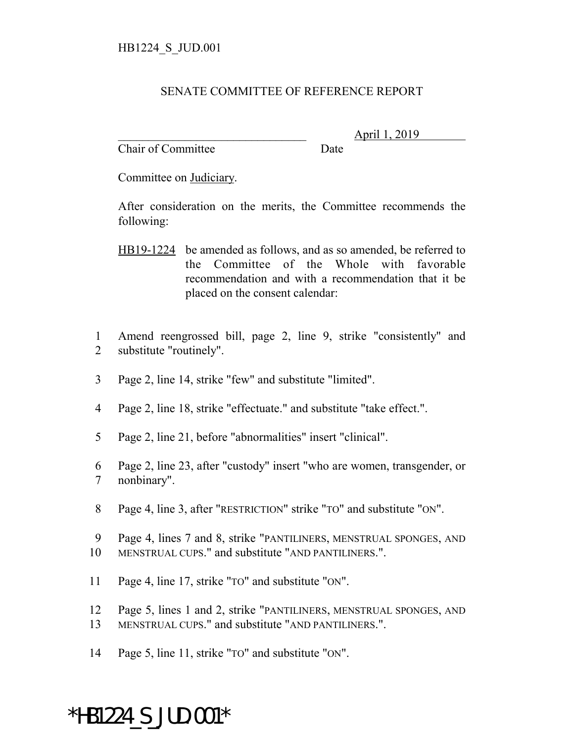HB1224_S_JUD.001

SENATE COMMITTEE OF REFERENCE REPORT

________________________________ April 1, 2019
Chair of Committee Date

Committee on Judiciary.

After consideration on the merits, the Committee recommends the following:

HB19-1224 be amended as follows, and as so amended, be referred to the Committee of the Whole with favorable recommendation and with a recommendation that it be placed on the consent calendar:

1 Amend reengrossed bill, page 2, line 9, strike "consistently" and
2 substitute "routinely".

3 Page 2, line 14, strike "few" and substitute "limited".

4 Page 2, line 18, strike "effectuate." and substitute "take effect.".

5 Page 2, line 21, before "abnormalities" insert "clinical".

6 Page 2, line 23, after "custody" insert "who are women, transgender, or
7 nonbinary".

8 Page 4, line 3, after "RESTRICTION" strike "TO" and substitute "ON".

9 Page 4, lines 7 and 8, strike "PANTILINERS, MENSTRUAL SPONGES, AND
10 MENSTRUAL CUPS." and substitute "AND PANTILINERS.".

11 Page 4, line 17, strike "TO" and substitute "ON".

12 Page 5, lines 1 and 2, strike "PANTILINERS, MENSTRUAL SPONGES, AND
13 MENSTRUAL CUPS." and substitute "AND PANTILINERS.".

14 Page 5, line 11, strike "TO" and substitute "ON".

*HB1224_S_JUD.001*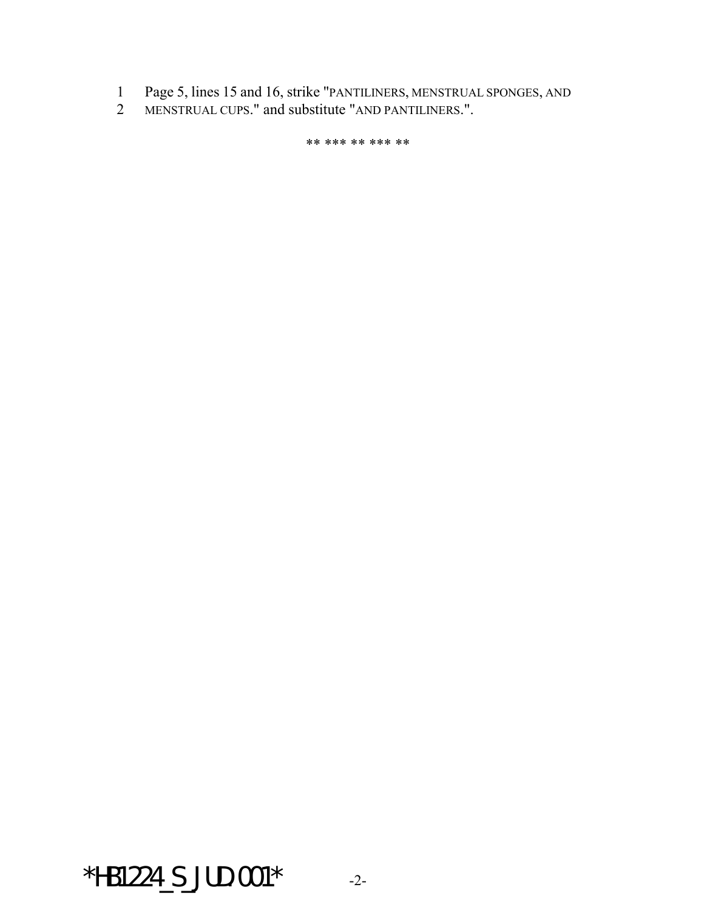1 Page 5, lines 15 and 16, strike "PANTILINERS, MENSTRUAL SPONGES, AND
2 MENSTRUAL CUPS." and substitute "AND PANTILINERS.".

** *** ** *** **

*HB1224_S_JUD.001*